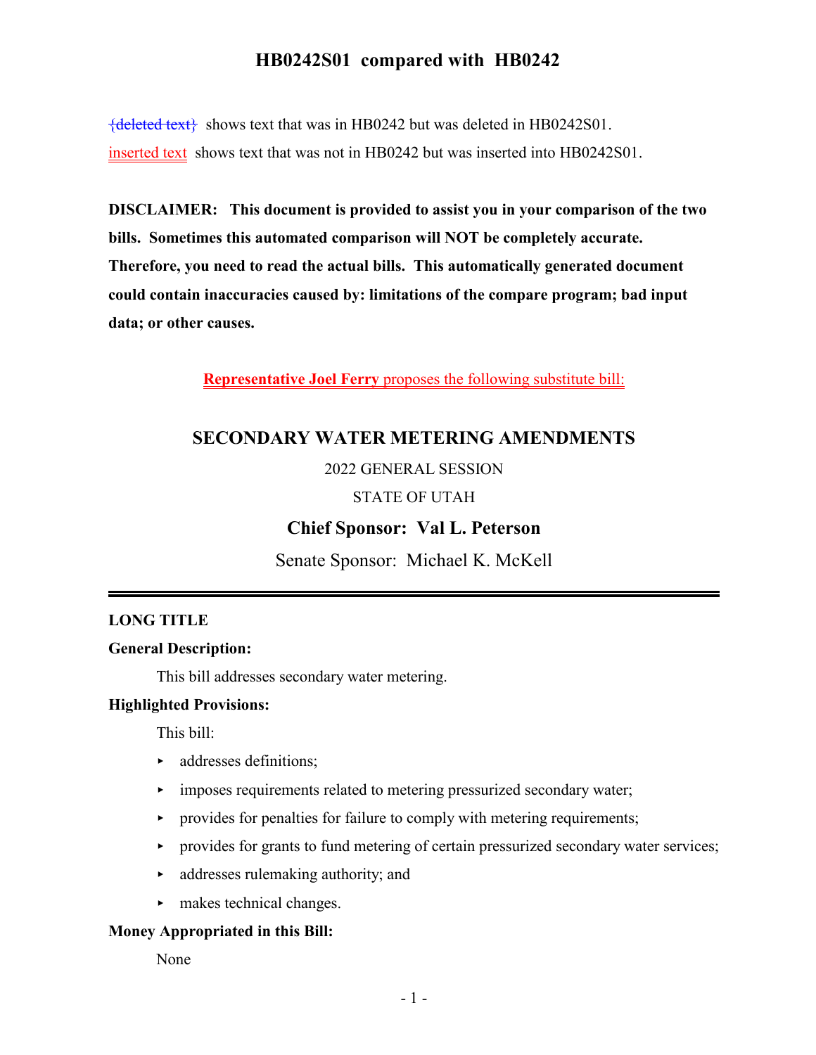# HB0242S01 compared with HB0242

~~{deleted text}~~ shows text that was in HB0242 but was deleted in HB0242S01.

inserted text shows text that was not in HB0242 but was inserted into HB0242S01.

**DISCLAIMER: This document is provided to assist you in your comparison of the two bills. Sometimes this automated comparison will NOT be completely accurate. Therefore, you need to read the actual bills. This automatically generated document could contain inaccuracies caused by: limitations of the compare program; bad input data; or other causes.**

**Representative Joel Ferry** proposes the following substitute bill:

## SECONDARY WATER METERING AMENDMENTS

2022 GENERAL SESSION

STATE OF UTAH

### Chief Sponsor: Val L. Peterson

Senate Sponsor: Michael K. McKell

---

**LONG TITLE**

**General Description:**

This bill addresses secondary water metering.

**Highlighted Provisions:**

This bill:

- addresses definitions;
- imposes requirements related to metering pressurized secondary water;
- provides for penalties for failure to comply with metering requirements;
- provides for grants to fund metering of certain pressurized secondary water services;
- addresses rulemaking authority; and
- makes technical changes.

**Money Appropriated in this Bill:**

None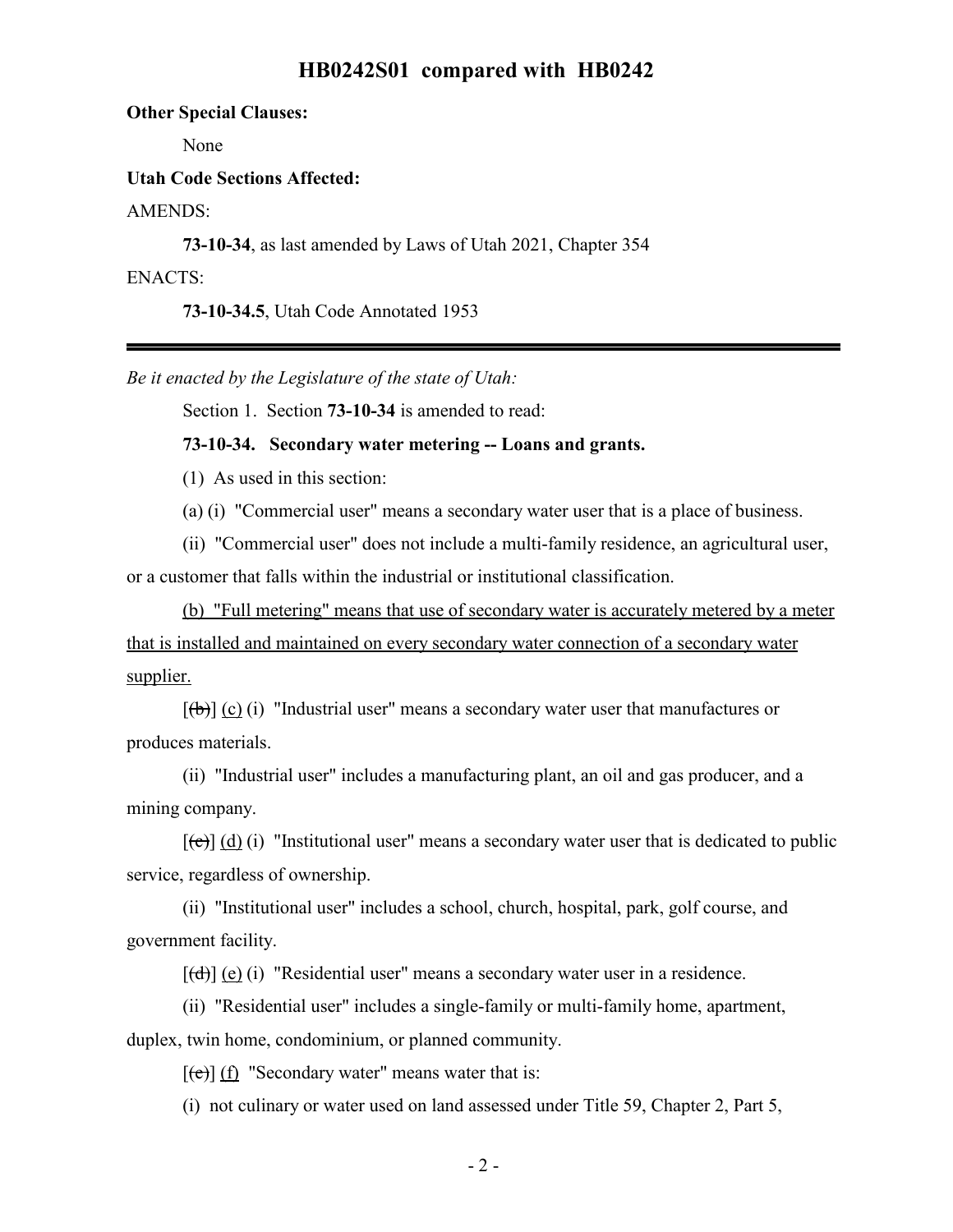**Other Special Clauses:**

None

**Utah Code Sections Affected:**

AMENDS:

**73-10-34**, as last amended by Laws of Utah 2021, Chapter 354

ENACTS:

**73-10-34.5**, Utah Code Annotated 1953

---

*Be it enacted by the Legislature of the state of Utah:*

Section 1. Section **73-10-34** is amended to read:

**73-10-34. Secondary water metering -- Loans and grants.**

(1) As used in this section:

(a) (i) "Commercial user" means a secondary water user that is a place of business.

(ii) "Commercial user" does not include a multi-family residence, an agricultural user, or a customer that falls within the industrial or institutional classification.

<u>(b) "Full metering" means that use of secondary water is accurately metered by a meter that is installed and maintained on every secondary water connection of a secondary water supplier.</u>

[~~(b)~~] <u>(c)</u> (i) "Industrial user" means a secondary water user that manufactures or produces materials.

(ii) "Industrial user" includes a manufacturing plant, an oil and gas producer, and a mining company.

[~~(c)~~] <u>(d)</u> (i) "Institutional user" means a secondary water user that is dedicated to public service, regardless of ownership.

(ii) "Institutional user" includes a school, church, hospital, park, golf course, and government facility.

[~~(d)~~] <u>(e)</u> (i) "Residential user" means a secondary water user in a residence.

(ii) "Residential user" includes a single-family or multi-family home, apartment, duplex, twin home, condominium, or planned community.

[~~(e)~~] <u>(f)</u> "Secondary water" means water that is:

(i) not culinary or water used on land assessed under Title 59, Chapter 2, Part 5,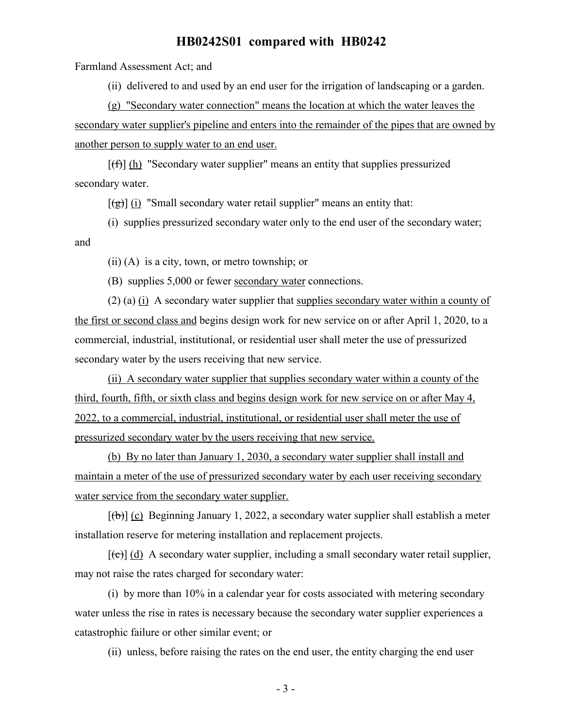Farmland Assessment Act; and

(ii) delivered to and used by an end user for the irrigation of landscaping or a garden.

<u>(g) "Secondary water connection" means the location at which the water leaves the secondary water supplier's pipeline and enters into the remainder of the pipes that are owned by another person to supply water to an end user.</u>

[~~(f)~~] <u>(h)</u> "Secondary water supplier" means an entity that supplies pressurized secondary water.

[~~(g)~~] <u>(i)</u> "Small secondary water retail supplier" means an entity that:

(i) supplies pressurized secondary water only to the end user of the secondary water; and

(ii) (A) is a city, town, or metro township; or

(B) supplies 5,000 or fewer <u>secondary water</u> connections.

(2) (a) <u>(i)</u> A secondary water supplier that <u>supplies secondary water within a county of the first or second class and</u> begins design work for new service on or after April 1, 2020, to a commercial, industrial, institutional, or residential user shall meter the use of pressurized secondary water by the users receiving that new service.

<u>(ii) A secondary water supplier that supplies secondary water within a county of the third, fourth, fifth, or sixth class and begins design work for new service on or after May 4, 2022, to a commercial, industrial, institutional, or residential user shall meter the use of pressurized secondary water by the users receiving that new service.</u>

<u>(b) By no later than January 1, 2030, a secondary water supplier shall install and maintain a meter of the use of pressurized secondary water by each user receiving secondary water service from the secondary water supplier.</u>

[~~(b)~~] <u>(c)</u> Beginning January 1, 2022, a secondary water supplier shall establish a meter installation reserve for metering installation and replacement projects.

[~~(c)~~] <u>(d)</u> A secondary water supplier, including a small secondary water retail supplier, may not raise the rates charged for secondary water:

(i) by more than 10% in a calendar year for costs associated with metering secondary water unless the rise in rates is necessary because the secondary water supplier experiences a catastrophic failure or other similar event; or

(ii) unless, before raising the rates on the end user, the entity charging the end user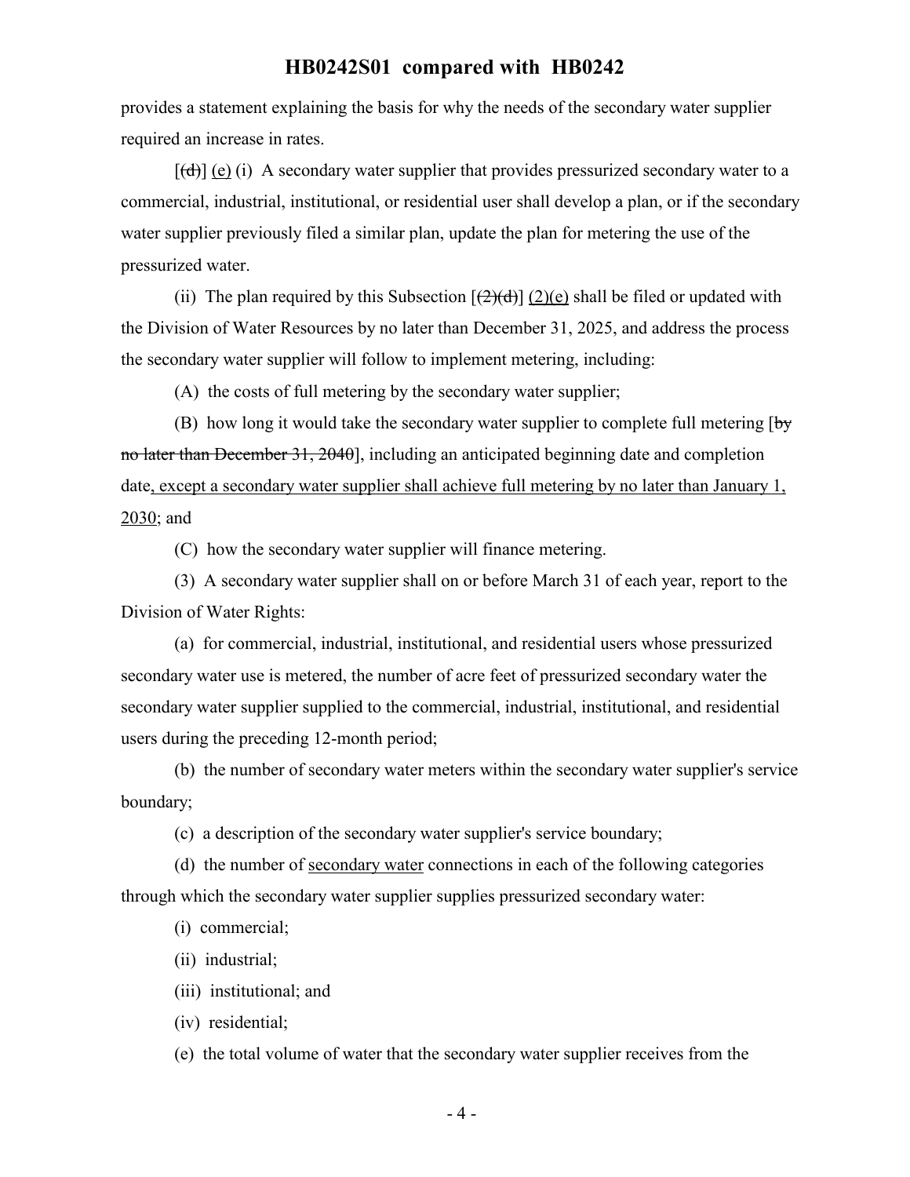provides a statement explaining the basis for why the needs of the secondary water supplier required an increase in rates.

[~~(d)~~] <u>(e)</u> (i) A secondary water supplier that provides pressurized secondary water to a commercial, industrial, institutional, or residential user shall develop a plan, or if the secondary water supplier previously filed a similar plan, update the plan for metering the use of the pressurized water.

(ii) The plan required by this Subsection [~~(2)(d)~~] <u>(2)(e)</u> shall be filed or updated with the Division of Water Resources by no later than December 31, 2025, and address the process the secondary water supplier will follow to implement metering, including:

(A) the costs of full metering by the secondary water supplier;

(B) how long it would take the secondary water supplier to complete full metering [~~by no later than December 31, 2040~~], including an anticipated beginning date and completion date<u>, except a secondary water supplier shall achieve full metering by no later than January 1, 2030</u>; and

(C) how the secondary water supplier will finance metering.

(3) A secondary water supplier shall on or before March 31 of each year, report to the Division of Water Rights:

(a) for commercial, industrial, institutional, and residential users whose pressurized secondary water use is metered, the number of acre feet of pressurized secondary water the secondary water supplier supplied to the commercial, industrial, institutional, and residential users during the preceding 12-month period;

(b) the number of secondary water meters within the secondary water supplier's service boundary;

(c) a description of the secondary water supplier's service boundary;

(d) the number of <u>secondary water</u> connections in each of the following categories through which the secondary water supplier supplies pressurized secondary water:

(i) commercial;

(ii) industrial;

(iii) institutional; and

(iv) residential;

(e) the total volume of water that the secondary water supplier receives from the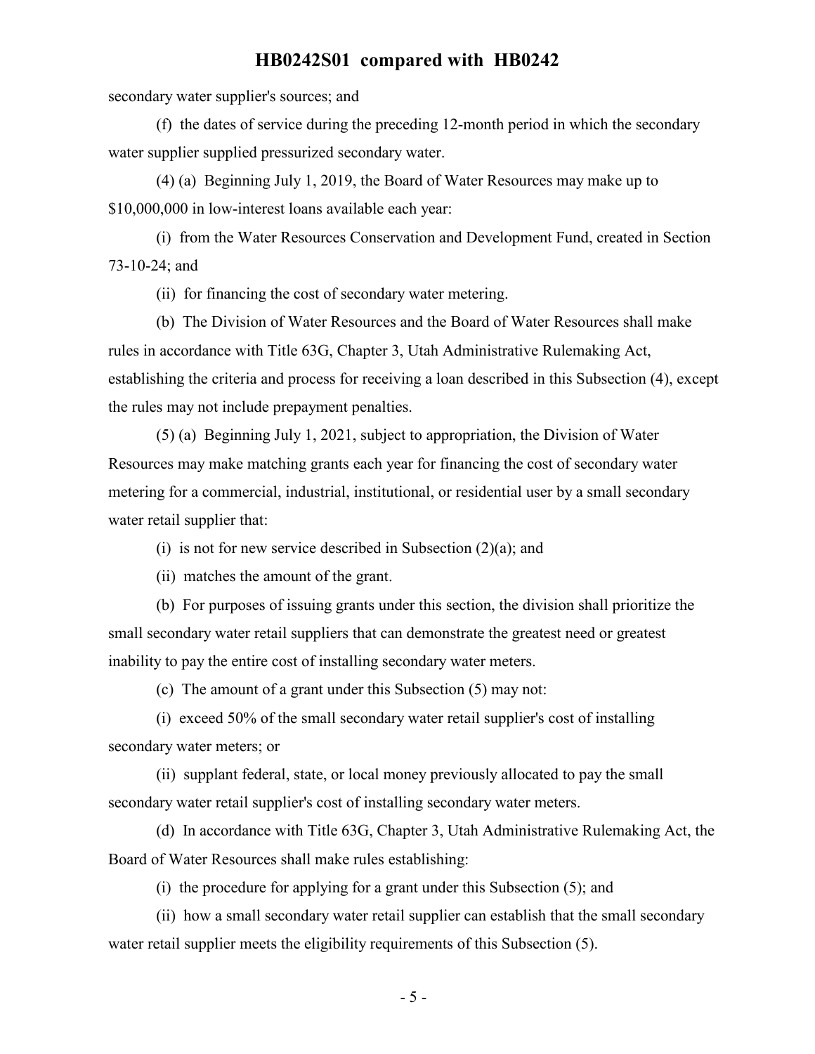secondary water supplier's sources; and

(f) the dates of service during the preceding 12-month period in which the secondary water supplier supplied pressurized secondary water.

(4) (a) Beginning July 1, 2019, the Board of Water Resources may make up to $10,000,000 in low-interest loans available each year:

(i) from the Water Resources Conservation and Development Fund, created in Section 73-10-24; and

(ii) for financing the cost of secondary water metering.

(b) The Division of Water Resources and the Board of Water Resources shall make rules in accordance with Title 63G, Chapter 3, Utah Administrative Rulemaking Act, establishing the criteria and process for receiving a loan described in this Subsection (4), except the rules may not include prepayment penalties.

(5) (a) Beginning July 1, 2021, subject to appropriation, the Division of Water Resources may make matching grants each year for financing the cost of secondary water metering for a commercial, industrial, institutional, or residential user by a small secondary water retail supplier that:

(i) is not for new service described in Subsection (2)(a); and

(ii) matches the amount of the grant.

(b) For purposes of issuing grants under this section, the division shall prioritize the small secondary water retail suppliers that can demonstrate the greatest need or greatest inability to pay the entire cost of installing secondary water meters.

(c) The amount of a grant under this Subsection (5) may not:

(i) exceed 50% of the small secondary water retail supplier's cost of installing secondary water meters; or

(ii) supplant federal, state, or local money previously allocated to pay the small secondary water retail supplier's cost of installing secondary water meters.

(d) In accordance with Title 63G, Chapter 3, Utah Administrative Rulemaking Act, the Board of Water Resources shall make rules establishing:

(i) the procedure for applying for a grant under this Subsection (5); and

(ii) how a small secondary water retail supplier can establish that the small secondary water retail supplier meets the eligibility requirements of this Subsection (5).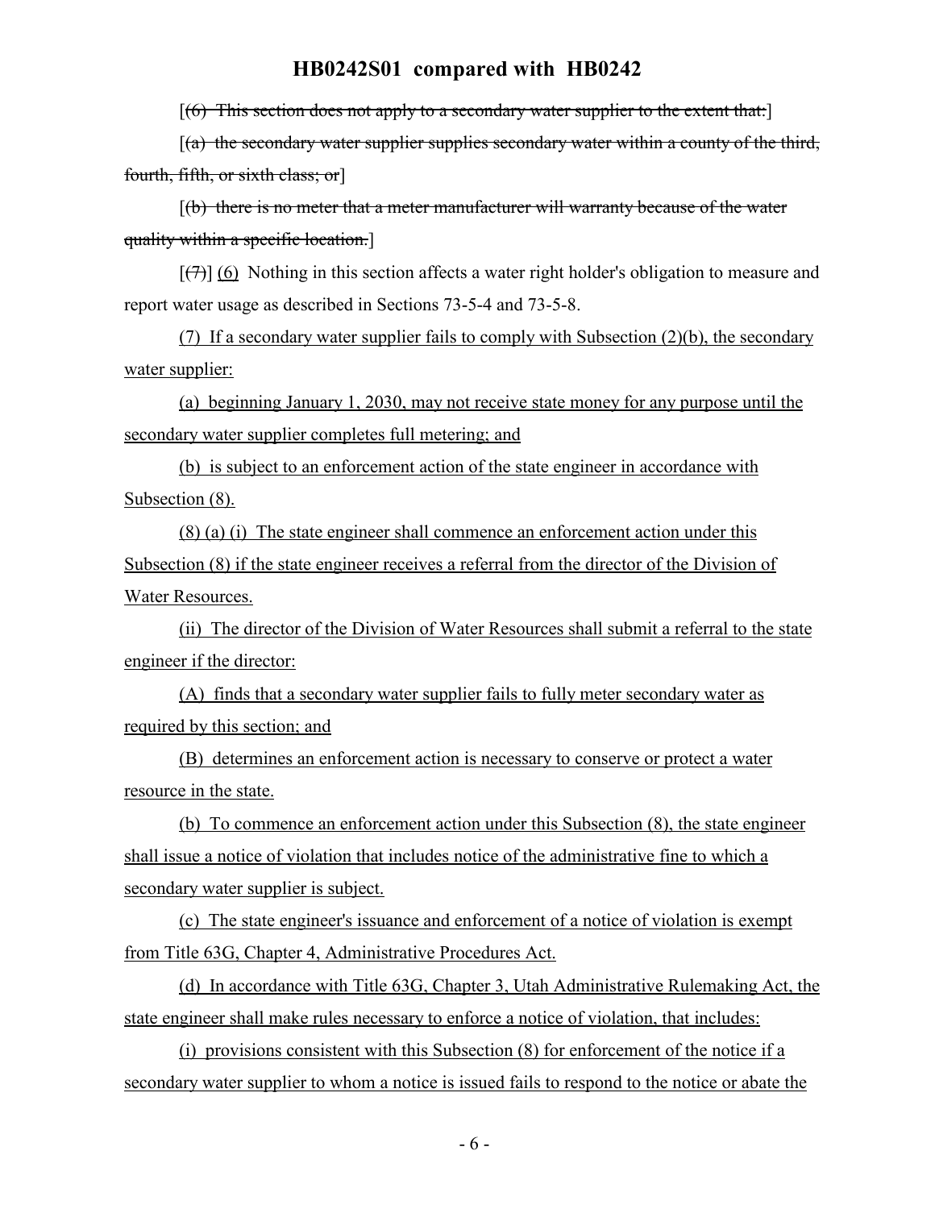[~~(6) This section does not apply to a secondary water supplier to the extent that:~~]

[~~(a) the secondary water supplier supplies secondary water within a county of the third, fourth, fifth, or sixth class; or~~]

[~~(b) there is no meter that a meter manufacturer will warranty because of the water quality within a specific location.~~]

[~~(7)~~] <u>(6)</u> Nothing in this section affects a water right holder's obligation to measure and report water usage as described in Sections 73-5-4 and 73-5-8.

<u>(7) If a secondary water supplier fails to comply with Subsection (2)(b), the secondary water supplier:</u>

<u>(a) beginning January 1, 2030, may not receive state money for any purpose until the secondary water supplier completes full metering; and</u>

<u>(b) is subject to an enforcement action of the state engineer in accordance with Subsection (8).</u>

<u>(8) (a) (i) The state engineer shall commence an enforcement action under this Subsection (8) if the state engineer receives a referral from the director of the Division of Water Resources.</u>

<u>(ii) The director of the Division of Water Resources shall submit a referral to the state engineer if the director:</u>

<u>(A) finds that a secondary water supplier fails to fully meter secondary water as required by this section; and</u>

<u>(B) determines an enforcement action is necessary to conserve or protect a water resource in the state.</u>

<u>(b) To commence an enforcement action under this Subsection (8), the state engineer shall issue a notice of violation that includes notice of the administrative fine to which a secondary water supplier is subject.</u>

<u>(c) The state engineer's issuance and enforcement of a notice of violation is exempt from Title 63G, Chapter 4, Administrative Procedures Act.</u>

<u>(d) In accordance with Title 63G, Chapter 3, Utah Administrative Rulemaking Act, the state engineer shall make rules necessary to enforce a notice of violation, that includes:</u>

<u>(i) provisions consistent with this Subsection (8) for enforcement of the notice if a secondary water supplier to whom a notice is issued fails to respond to the notice or abate the</u>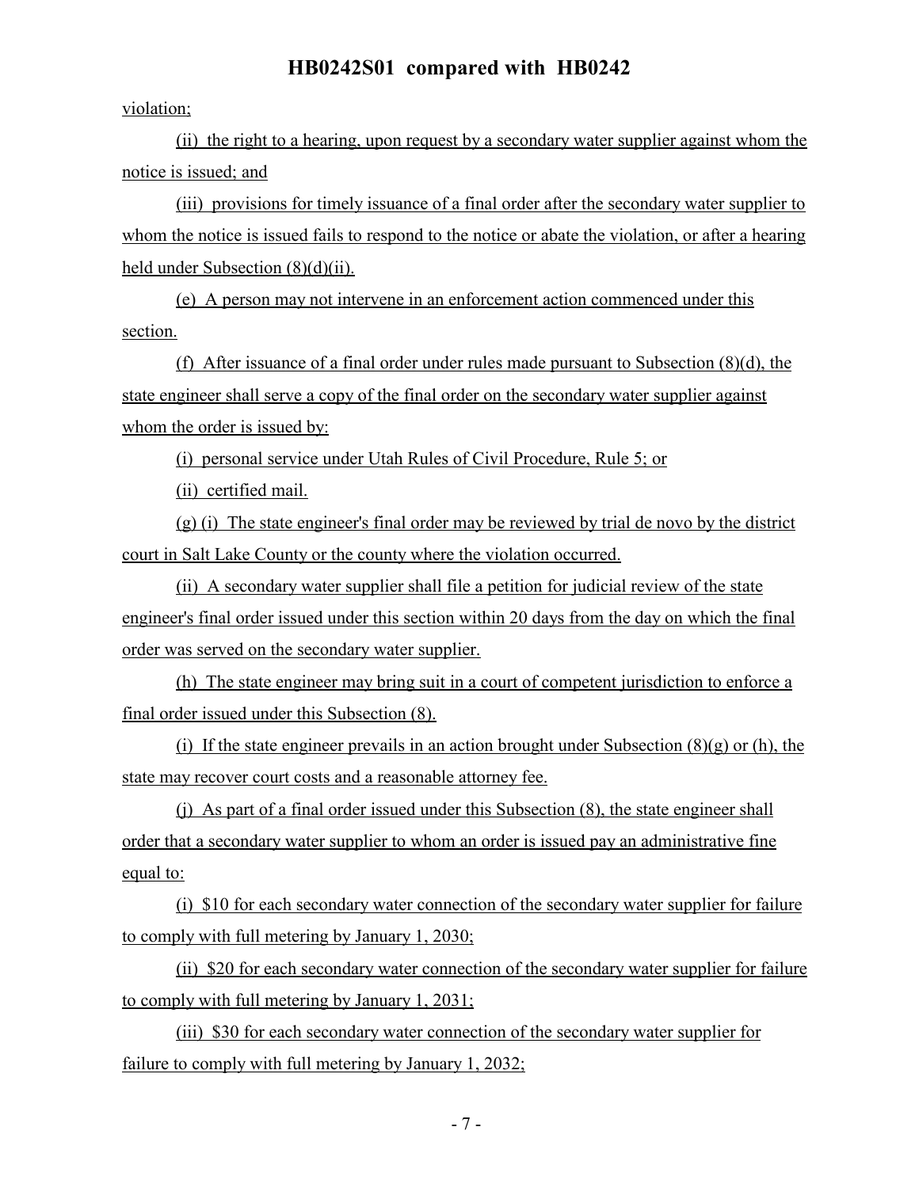violation;

(ii) the right to a hearing, upon request by a secondary water supplier against whom the notice is issued; and

(iii) provisions for timely issuance of a final order after the secondary water supplier to whom the notice is issued fails to respond to the notice or abate the violation, or after a hearing held under Subsection (8)(d)(ii).

(e) A person may not intervene in an enforcement action commenced under this section.

(f) After issuance of a final order under rules made pursuant to Subsection (8)(d), the state engineer shall serve a copy of the final order on the secondary water supplier against whom the order is issued by:

(i) personal service under Utah Rules of Civil Procedure, Rule 5; or

(ii) certified mail.

(g) (i) The state engineer's final order may be reviewed by trial de novo by the district court in Salt Lake County or the county where the violation occurred.

(ii) A secondary water supplier shall file a petition for judicial review of the state engineer's final order issued under this section within 20 days from the day on which the final order was served on the secondary water supplier.

(h) The state engineer may bring suit in a court of competent jurisdiction to enforce a final order issued under this Subsection (8).

(i) If the state engineer prevails in an action brought under Subsection (8)(g) or (h), the state may recover court costs and a reasonable attorney fee.

(j) As part of a final order issued under this Subsection (8), the state engineer shall order that a secondary water supplier to whom an order is issued pay an administrative fine equal to:

(i) $10 for each secondary water connection of the secondary water supplier for failure to comply with full metering by January 1, 2030;

(ii) $20 for each secondary water connection of the secondary water supplier for failure to comply with full metering by January 1, 2031;

(iii) $30 for each secondary water connection of the secondary water supplier for failure to comply with full metering by January 1, 2032;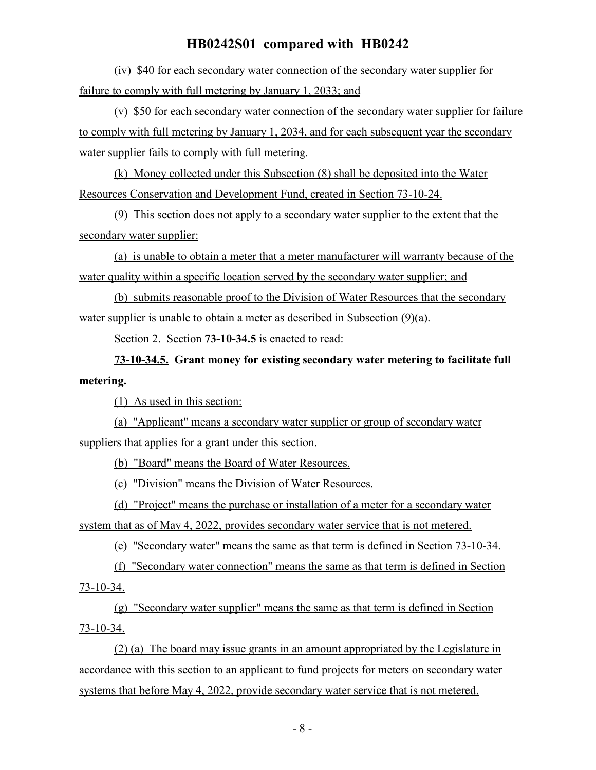(iv) $40 for each secondary water connection of the secondary water supplier for failure to comply with full metering by January 1, 2033; and

(v) $50 for each secondary water connection of the secondary water supplier for failure to comply with full metering by January 1, 2034, and for each subsequent year the secondary water supplier fails to comply with full metering.

(k) Money collected under this Subsection (8) shall be deposited into the Water Resources Conservation and Development Fund, created in Section 73-10-24.

(9) This section does not apply to a secondary water supplier to the extent that the secondary water supplier:

(a) is unable to obtain a meter that a meter manufacturer will warranty because of the water quality within a specific location served by the secondary water supplier; and

(b) submits reasonable proof to the Division of Water Resources that the secondary water supplier is unable to obtain a meter as described in Subsection (9)(a).

Section 2. Section **73-10-34.5** is enacted to read:

**73-10-34.5. Grant money for existing secondary water metering to facilitate full metering.**

(1) As used in this section:

(a) "Applicant" means a secondary water supplier or group of secondary water suppliers that applies for a grant under this section.

(b) "Board" means the Board of Water Resources.

(c) "Division" means the Division of Water Resources.

(d) "Project" means the purchase or installation of a meter for a secondary water system that as of May 4, 2022, provides secondary water service that is not metered.

(e) "Secondary water" means the same as that term is defined in Section 73-10-34.

(f) "Secondary water connection" means the same as that term is defined in Section 73-10-34.

(g) "Secondary water supplier" means the same as that term is defined in Section 73-10-34.

(2) (a) The board may issue grants in an amount appropriated by the Legislature in accordance with this section to an applicant to fund projects for meters on secondary water systems that before May 4, 2022, provide secondary water service that is not metered.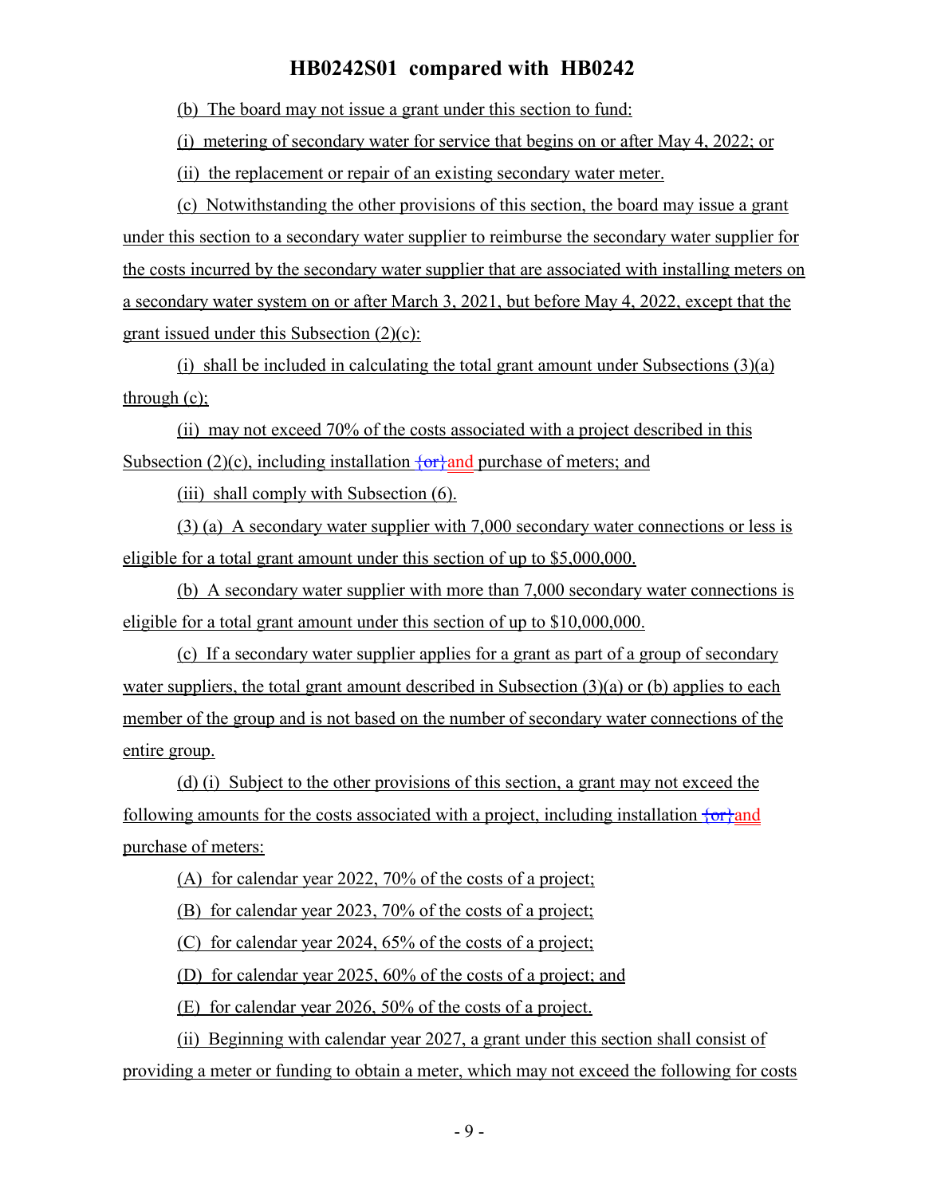(b) The board may not issue a grant under this section to fund:

(i) metering of secondary water for service that begins on or after May 4, 2022; or

(ii) the replacement or repair of an existing secondary water meter.

(c) Notwithstanding the other provisions of this section, the board may issue a grant under this section to a secondary water supplier to reimburse the secondary water supplier for the costs incurred by the secondary water supplier that are associated with installing meters on a secondary water system on or after March 3, 2021, but before May 4, 2022, except that the grant issued under this Subsection (2)(c):

(i) shall be included in calculating the total grant amount under Subsections (3)(a) through (c);

(ii) may not exceed 70% of the costs associated with a project described in this Subsection (2)(c), including installation {or}and purchase of meters; and

(iii) shall comply with Subsection (6).

(3) (a) A secondary water supplier with 7,000 secondary water connections or less is eligible for a total grant amount under this section of up to $5,000,000.

(b) A secondary water supplier with more than 7,000 secondary water connections is eligible for a total grant amount under this section of up to $10,000,000.

(c) If a secondary water supplier applies for a grant as part of a group of secondary water suppliers, the total grant amount described in Subsection (3)(a) or (b) applies to each member of the group and is not based on the number of secondary water connections of the entire group.

(d) (i) Subject to the other provisions of this section, a grant may not exceed the following amounts for the costs associated with a project, including installation {or}and purchase of meters:

(A) for calendar year 2022, 70% of the costs of a project;

(B) for calendar year 2023, 70% of the costs of a project;

(C) for calendar year 2024, 65% of the costs of a project;

(D) for calendar year 2025, 60% of the costs of a project; and

(E) for calendar year 2026, 50% of the costs of a project.

(ii) Beginning with calendar year 2027, a grant under this section shall consist of providing a meter or funding to obtain a meter, which may not exceed the following for costs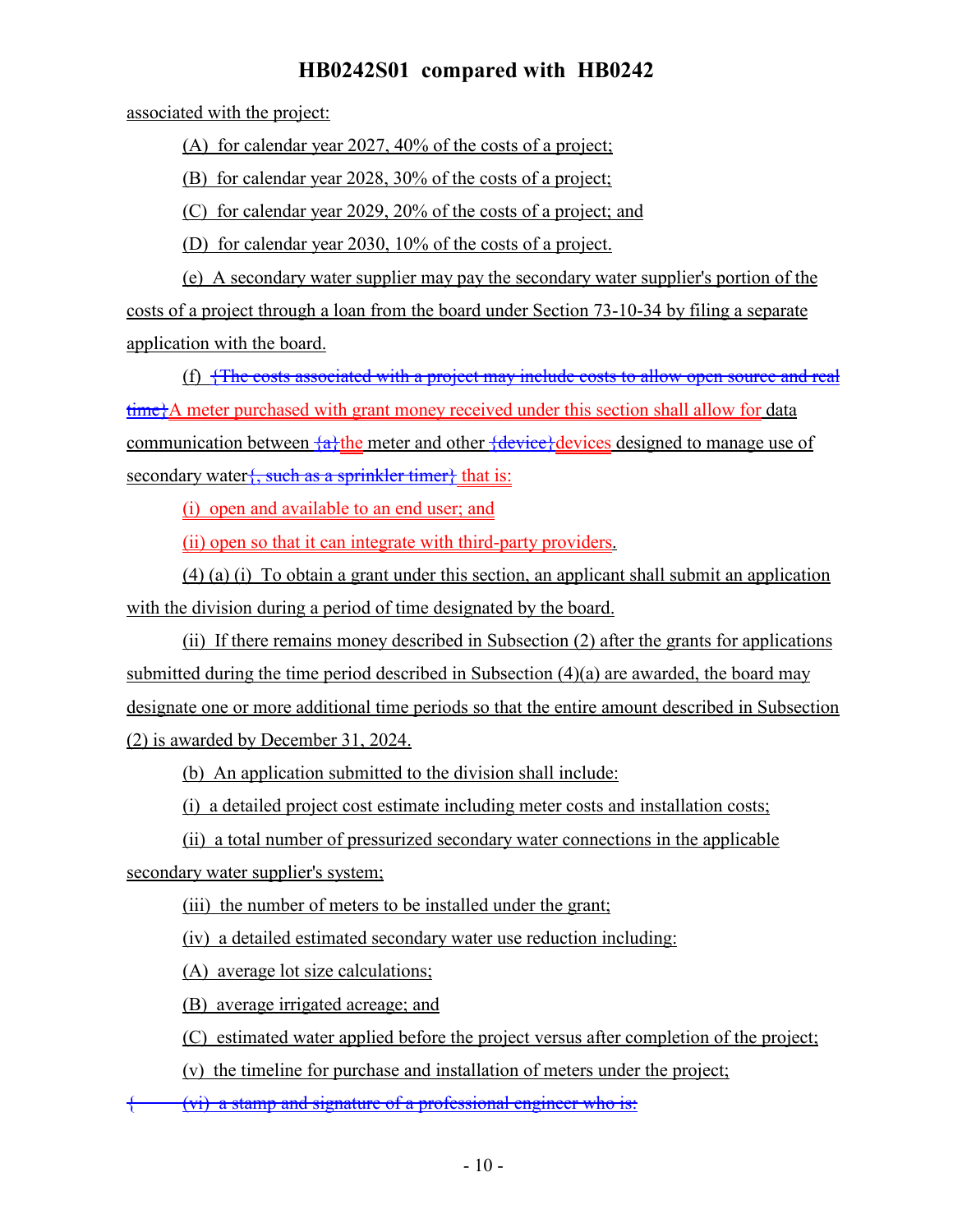associated with the project:

(A) for calendar year 2027, 40% of the costs of a project;

(B) for calendar year 2028, 30% of the costs of a project;

(C) for calendar year 2029, 20% of the costs of a project; and

(D) for calendar year 2030, 10% of the costs of a project.

(e) A secondary water supplier may pay the secondary water supplier's portion of the costs of a project through a loan from the board under Section 73-10-34 by filing a separate application with the board.

(f) {The costs associated with a project may include costs to allow open source and real time}A meter purchased with grant money received under this section shall allow for data communication between {a}the meter and other {device}devices designed to manage use of secondary water{, such as a sprinkler timer} that is:

(i) open and available to an end user; and

(ii) open so that it can integrate with third-party providers.

(4) (a) (i) To obtain a grant under this section, an applicant shall submit an application with the division during a period of time designated by the board.

(ii) If there remains money described in Subsection (2) after the grants for applications submitted during the time period described in Subsection (4)(a) are awarded, the board may designate one or more additional time periods so that the entire amount described in Subsection (2) is awarded by December 31, 2024.

(b) An application submitted to the division shall include:

(i) a detailed project cost estimate including meter costs and installation costs;

(ii) a total number of pressurized secondary water connections in the applicable secondary water supplier's system;

(iii) the number of meters to be installed under the grant;

(iv) a detailed estimated secondary water use reduction including:

(A) average lot size calculations;

(B) average irrigated acreage; and

(C) estimated water applied before the project versus after completion of the project;

(v) the timeline for purchase and installation of meters under the project;

{ (vi) a stamp and signature of a professional engineer who is: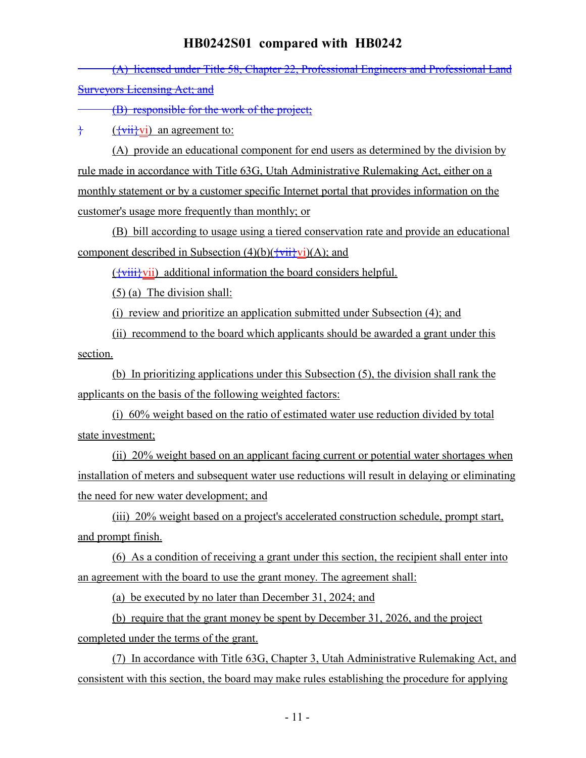(A) licensed under Title 58, Chapter 22, Professional Engineers and Professional Land Surveyors Licensing Act; and

(B) responsible for the work of the project;

} ({vii}vi) an agreement to:

(A) provide an educational component for end users as determined by the division by rule made in accordance with Title 63G, Utah Administrative Rulemaking Act, either on a monthly statement or by a customer specific Internet portal that provides information on the customer's usage more frequently than monthly; or

(B) bill according to usage using a tiered conservation rate and provide an educational component described in Subsection (4)(b)({vii}vi)(A); and

({viii}vii) additional information the board considers helpful.

(5) (a) The division shall:

(i) review and prioritize an application submitted under Subsection (4); and

(ii) recommend to the board which applicants should be awarded a grant under this section.

(b) In prioritizing applications under this Subsection (5), the division shall rank the applicants on the basis of the following weighted factors:

(i) 60% weight based on the ratio of estimated water use reduction divided by total state investment;

(ii) 20% weight based on an applicant facing current or potential water shortages when installation of meters and subsequent water use reductions will result in delaying or eliminating the need for new water development; and

(iii) 20% weight based on a project's accelerated construction schedule, prompt start, and prompt finish.

(6) As a condition of receiving a grant under this section, the recipient shall enter into an agreement with the board to use the grant money. The agreement shall:

(a) be executed by no later than December 31, 2024; and

(b) require that the grant money be spent by December 31, 2026, and the project completed under the terms of the grant.

(7) In accordance with Title 63G, Chapter 3, Utah Administrative Rulemaking Act, and consistent with this section, the board may make rules establishing the procedure for applying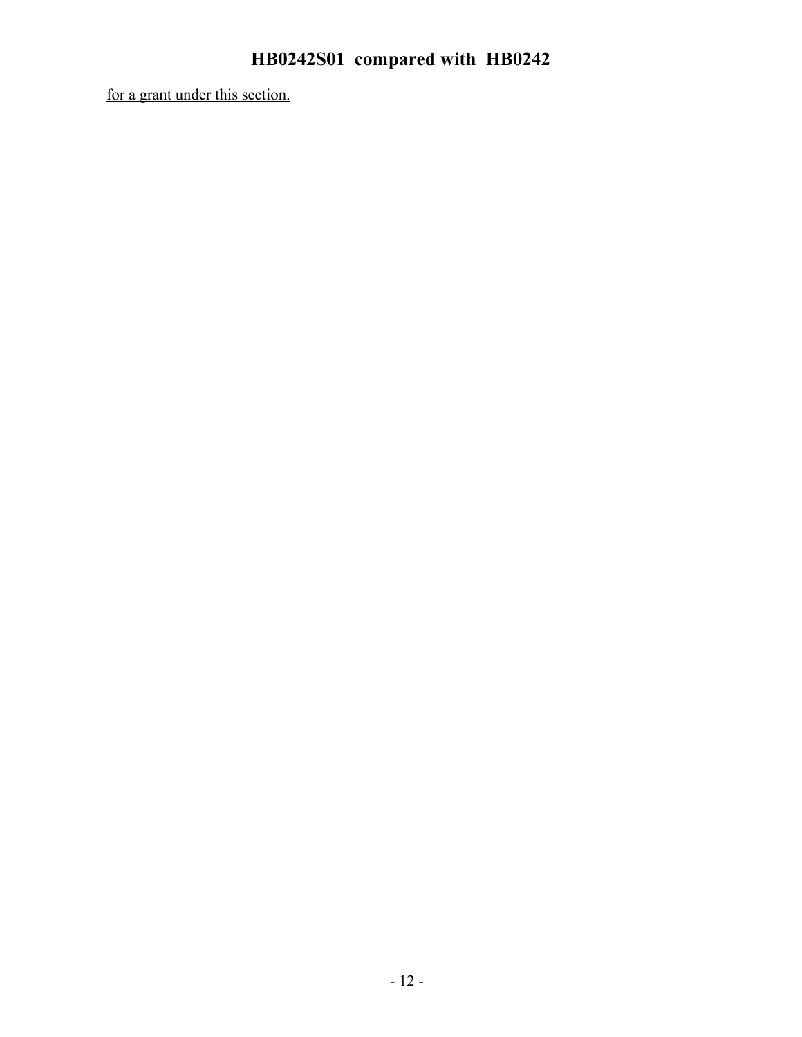<u>for a grant under this section.</u>